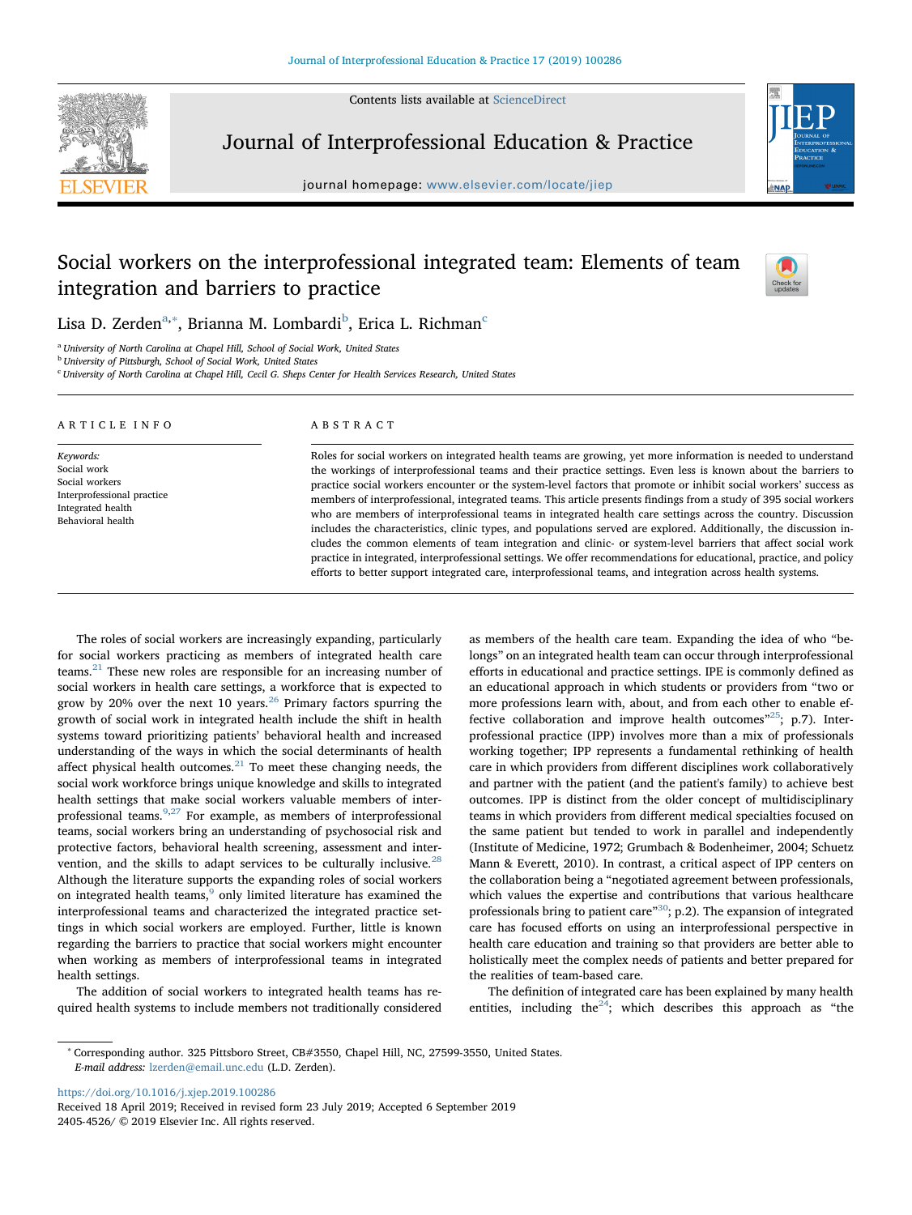# Social workers on the interprofessional integrated team: Elements of team integration and barriers to practice

Lisa D. Zerden[a,*], Brianna M. Lombardi[b], Erica L. Richman[c]

[a] University of North Carolina at Chapel Hill, School of Social Work, United States
[b] University of Pittsburgh, School of Social Work, United States
[c] University of North Carolina at Chapel Hill, Cecil G. Sheps Center for Health Services Research, United States

## ARTICLE INFO

*Keywords:*
Social work
Social workers
Interprofessional practice
Integrated health
Behavioral health

## ABSTRACT

Roles for social workers on integrated health teams are growing, yet more information is needed to understand the workings of interprofessional teams and their practice settings. Even less is known about the barriers to practice social workers encounter or the system-level factors that promote or inhibit social workers' success as members of interprofessional, integrated teams. This article presents findings from a study of 395 social workers who are members of interprofessional teams in integrated health care settings across the country. Discussion includes the characteristics, clinic types, and populations served are explored. Additionally, the discussion includes the common elements of team integration and clinic- or system-level barriers that affect social work practice in integrated, interprofessional settings. We offer recommendations for educational, practice, and policy efforts to better support integrated care, interprofessional teams, and integration across health systems.

The roles of social workers are increasingly expanding, particularly for social workers practicing as members of integrated health care teams.[21] These new roles are responsible for an increasing number of social workers in health care settings, a workforce that is expected to grow by 20% over the next 10 years.[26] Primary factors spurring the growth of social work in integrated health include the shift in health systems toward prioritizing patients' behavioral health and increased understanding of the ways in which the social determinants of health affect physical health outcomes.[21] To meet these changing needs, the social work workforce brings unique knowledge and skills to integrated health settings that make social workers valuable members of interprofessional teams.[9,27] For example, as members of interprofessional teams, social workers bring an understanding of psychosocial risk and protective factors, behavioral health screening, assessment and intervention, and the skills to adapt services to be culturally inclusive.[28] Although the literature supports the expanding roles of social workers on integrated health teams,[9] only limited literature has examined the interprofessional teams and characterized the integrated practice settings in which social workers are employed. Further, little is known regarding the barriers to practice that social workers might encounter when working as members of interprofessional teams in integrated health settings.

The addition of social workers to integrated health teams has required health systems to include members not traditionally considered as members of the health care team. Expanding the idea of who "belongs" on an integrated health team can occur through interprofessional efforts in educational and practice settings. IPE is commonly defined as an educational approach in which students or providers from "two or more professions learn with, about, and from each other to enable effective collaboration and improve health outcomes"[25]; p.7). Interprofessional practice (IPP) involves more than a mix of professionals working together; IPP represents a fundamental rethinking of health care in which providers from different disciplines work collaboratively and partner with the patient (and the patient's family) to achieve best outcomes. IPP is distinct from the older concept of multidisciplinary teams in which providers from different medical specialties focused on the same patient but tended to work in parallel and independently (Institute of Medicine, 1972; Grumbach & Bodenheimer, 2004; Schuetz Mann & Everett, 2010). In contrast, a critical aspect of IPP centers on the collaboration being a "negotiated agreement between professionals, which values the expertise and contributions that various healthcare professionals bring to patient care"[30]; p.2). The expansion of integrated care has focused efforts on using an interprofessional perspective in health care education and training so that providers are better able to holistically meet the complex needs of patients and better prepared for the realities of team-based care.

The definition of integrated care has been explained by many health entities, including the[24]; which describes this approach as "the

* Corresponding author. 325 Pittsboro Street, CB#3550, Chapel Hill, NC, 27599-3550, United States.
*E-mail address:* lzerden@email.unc.edu (L.D. Zerden).

https://doi.org/10.1016/j.xjep.2019.100286
Received 18 April 2019; Received in revised form 23 July 2019; Accepted 6 September 2019
2405-4526/ © 2019 Elsevier Inc. All rights reserved.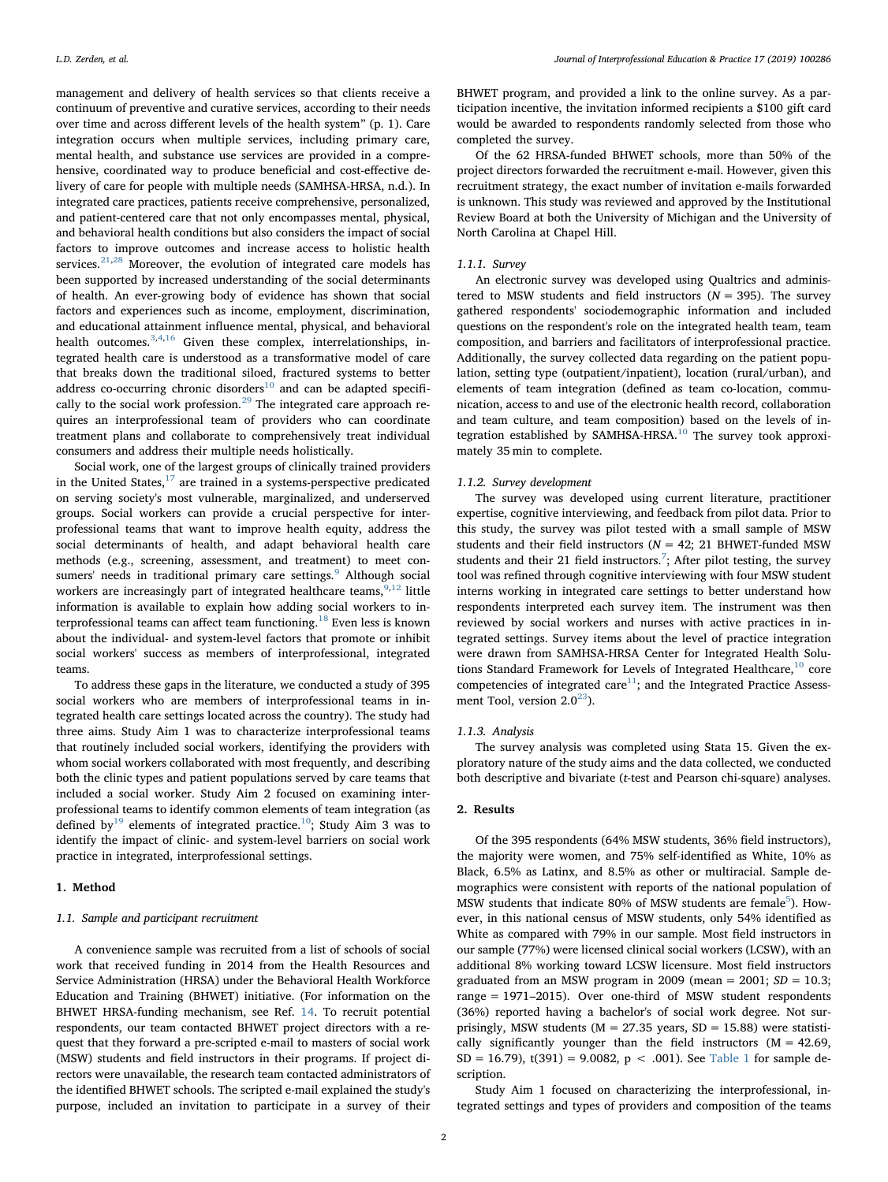management and delivery of health services so that clients receive a continuum of preventive and curative services, according to their needs over time and across different levels of the health system" (p. 1). Care integration occurs when multiple services, including primary care, mental health, and substance use services are provided in a comprehensive, coordinated way to produce beneficial and cost-effective delivery of care for people with multiple needs (SAMHSA-HRSA, n.d.). In integrated care practices, patients receive comprehensive, personalized, and patient-centered care that not only encompasses mental, physical, and behavioral health conditions but also considers the impact of social factors to improve outcomes and increase access to holistic health services.[21,28] Moreover, the evolution of integrated care models has been supported by increased understanding of the social determinants of health. An ever-growing body of evidence has shown that social factors and experiences such as income, employment, discrimination, and educational attainment influence mental, physical, and behavioral health outcomes.[3,4,16] Given these complex, interrelationships, integrated health care is understood as a transformative model of care that breaks down the traditional siloed, fractured systems to better address co-occurring chronic disorders[10] and can be adapted specifically to the social work profession.[29] The integrated care approach requires an interprofessional team of providers who can coordinate treatment plans and collaborate to comprehensively treat individual consumers and address their multiple needs holistically.

Social work, one of the largest groups of clinically trained providers in the United States,[17] are trained in a systems-perspective predicated on serving society's most vulnerable, marginalized, and underserved groups. Social workers can provide a crucial perspective for interprofessional teams that want to improve health equity, address the social determinants of health, and adapt behavioral health care methods (e.g., screening, assessment, and treatment) to meet consumers' needs in traditional primary care settings.[9] Although social workers are increasingly part of integrated healthcare teams,[9,12] little information is available to explain how adding social workers to interprofessional teams can affect team functioning.[18] Even less is known about the individual- and system-level factors that promote or inhibit social workers' success as members of interprofessional, integrated teams.

To address these gaps in the literature, we conducted a study of 395 social workers who are members of interprofessional teams in integrated health care settings located across the country). The study had three aims. Study Aim 1 was to characterize interprofessional teams that routinely included social workers, identifying the providers with whom social workers collaborated with most frequently, and describing both the clinic types and patient populations served by care teams that included a social worker. Study Aim 2 focused on examining interprofessional teams to identify common elements of team integration (as defined by[19] elements of integrated practice.[10]; Study Aim 3 was to identify the impact of clinic- and system-level barriers on social work practice in integrated, interprofessional settings.

## 1. Method

### 1.1. Sample and participant recruitment

A convenience sample was recruited from a list of schools of social work that received funding in 2014 from the Health Resources and Service Administration (HRSA) under the Behavioral Health Workforce Education and Training (BHWET) initiative. (For information on the BHWET HRSA-funding mechanism, see Ref. 14. To recruit potential respondents, our team contacted BHWET project directors with a request that they forward a pre-scripted e-mail to masters of social work (MSW) students and field instructors in their programs. If project directors were unavailable, the research team contacted administrators of the identified BHWET schools. The scripted e-mail explained the study's purpose, included an invitation to participate in a survey of their BHWET program, and provided a link to the online survey. As a participation incentive, the invitation informed recipients a $100 gift card would be awarded to respondents randomly selected from those who completed the survey.

Of the 62 HRSA-funded BHWET schools, more than 50% of the project directors forwarded the recruitment e-mail. However, given this recruitment strategy, the exact number of invitation e-mails forwarded is unknown. This study was reviewed and approved by the Institutional Review Board at both the University of Michigan and the University of North Carolina at Chapel Hill.

#### 1.1.1. Survey

An electronic survey was developed using Qualtrics and administered to MSW students and field instructors ($N = 395$). The survey gathered respondents' sociodemographic information and included questions on the respondent's role on the integrated health team, team composition, and barriers and facilitators of interprofessional practice. Additionally, the survey collected data regarding on the patient population, setting type (outpatient/inpatient), location (rural/urban), and elements of team integration (defined as team co-location, communication, access to and use of the electronic health record, collaboration and team culture, and team composition) based on the levels of integration established by SAMHSA-HRSA.[10] The survey took approximately 35 min to complete.

#### 1.1.2. Survey development

The survey was developed using current literature, practitioner expertise, cognitive interviewing, and feedback from pilot data. Prior to this study, the survey was pilot tested with a small sample of MSW students and their field instructors ($N = 42$; 21 BHWET-funded MSW students and their 21 field instructors.[7]; After pilot testing, the survey tool was refined through cognitive interviewing with four MSW student interns working in integrated care settings to better understand how respondents interpreted each survey item. The instrument was then reviewed by social workers and nurses with active practices in integrated settings. Survey items about the level of practice integration were drawn from SAMHSA-HRSA Center for Integrated Health Solutions Standard Framework for Levels of Integrated Healthcare,[10] core competencies of integrated care[11]; and the Integrated Practice Assessment Tool, version 2.0[23]).

#### 1.1.3. Analysis

The survey analysis was completed using Stata 15. Given the exploratory nature of the study aims and the data collected, we conducted both descriptive and bivariate ($t$-test and Pearson chi-square) analyses.

## 2. Results

Of the 395 respondents (64% MSW students, 36% field instructors), the majority were women, and 75% self-identified as White, 10% as Black, 6.5% as Latinx, and 8.5% as other or multiracial. Sample demographics were consistent with reports of the national population of MSW students that indicate 80% of MSW students are female[5]). However, in this national census of MSW students, only 54% identified as White as compared with 79% in our sample. Most field instructors in our sample (77%) were licensed clinical social workers (LCSW), with an additional 8% working toward LCSW licensure. Most field instructors graduated from an MSW program in 2009 (mean = 2001; $SD = 10.3$; range = 1971–2015). Over one-third of MSW student respondents (36%) reported having a bachelor's of social work degree. Not surprisingly, MSW students ($M = 27.35$ years, $SD = 15.88$) were statistically significantly younger than the field instructors ($M = 42.69$, $SD = 16.79$), $t(391) = 9.0082$, $p < .001$). See Table 1 for sample description.

Study Aim 1 focused on characterizing the interprofessional, integrated settings and types of providers and composition of the teams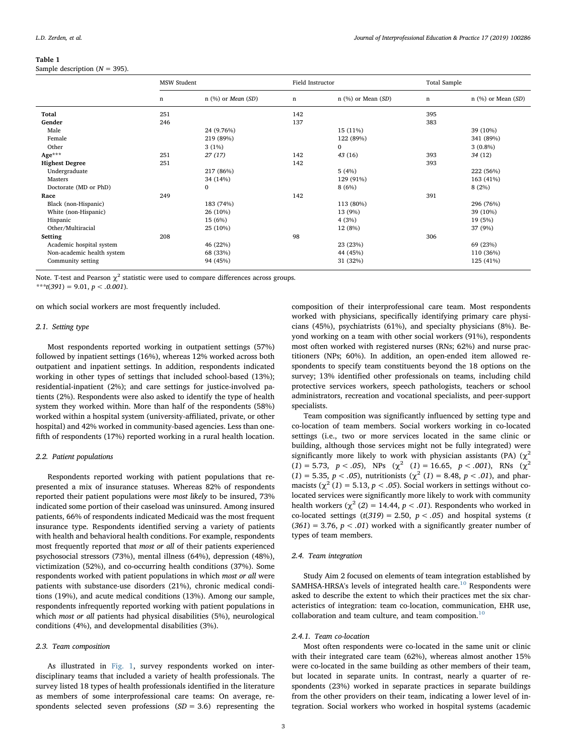**Table 1**
Sample description ($N$ = 395).

| | MSW Student | | Field Instructor | | Total Sample | |
|---|---|---|---|---|---|---|
| | n | n (%) or *Mean* (*SD*) | n | n (%) or Mean (*SD*) | n | n (%) or Mean (*SD*) |
| **Total** | 251 | | 142 | | 395 | |
| **Gender** | 246 | | 137 | | 383 | |
| Male | | 24 (9.76%) | | 15 (11%) | | 39 (10%) |
| Female | | 219 (89%) | | 122 (89%) | | 341 (89%) |
| Other | | 3 (1%) | | 0 | | 3 (0.8%) |
| **Age***** | 251 | *27 (17)* | 142 | *43* (16) | 393 | *34* (12) |
| **Highest Degree** | 251 | | 142 | | 393 | |
| Undergraduate | | 217 (86%) | | 5 (4%) | | 222 (56%) |
| Masters | | 34 (14%) | | 129 (91%) | | 163 (41%) |
| Doctorate (MD or PhD) | | 0 | | 8 (6%) | | 8 (2%) |
| **Race** | 249 | | 142 | | 391 | |
| Black (non-Hispanic) | | 183 (74%) | | 113 (80%) | | 296 (76%) |
| White (non-Hispanic) | | 26 (10%) | | 13 (9%) | | 39 (10%) |
| Hispanic | | 15 (6%) | | 4 (3%) | | 19 (5%) |
| Other/Multiracial | | 25 (10%) | | 12 (8%) | | 37 (9%) |
| **Setting** | 208 | | 98 | | 306 | |
| Academic hospital system | | 46 (22%) | | 23 (23%) | | 69 (23%) |
| Non-academic health system | | 68 (33%) | | 44 (45%) | | 110 (36%) |
| Community setting | | 94 (45%) | | 31 (32%) | | 125 (41%) |

Note. T-test and Pearson $\chi^2$ statistic were used to compare differences across groups.
***$t(391) = 9.01$, $p < .0.001$).

on which social workers are most frequently included.

### 2.1. Setting type

Most respondents reported working in outpatient settings (57%) followed by inpatient settings (16%), whereas 12% worked across both outpatient and inpatient settings. In addition, respondents indicated working in other types of settings that included school-based (13%); residential-inpatient (2%); and care settings for justice-involved patients (2%). Respondents were also asked to identify the type of health system they worked within. More than half of the respondents (58%) worked within a hospital system (university-affiliated, private, or other hospital) and 42% worked in community-based agencies. Less than one-fifth of respondents (17%) reported working in a rural health location.

### 2.2. Patient populations

Respondents reported working with patient populations that represented a mix of insurance statuses. Whereas 82% of respondents reported their patient populations were *most likely* to be insured, 73% indicated some portion of their caseload was uninsured. Among insured patients, 66% of respondents indicated Medicaid was the most frequent insurance type. Respondents identified serving a variety of patients with health and behavioral health conditions. For example, respondents most frequently reported that *most or all* of their patients experienced psychosocial stressors (73%), mental illness (64%), depression (48%), victimization (52%), and co-occurring health conditions (37%). Some respondents worked with patient populations in which *most or all* were patients with substance-use disorders (21%), chronic medical conditions (19%), and acute medical conditions (13%). Among our sample, respondents infrequently reported working with patient populations in which *most or all* patients had physical disabilities (5%), neurological conditions (4%), and developmental disabilities (3%).

### 2.3. Team composition

As illustrated in Fig. 1, survey respondents worked on interdisciplinary teams that included a variety of health professionals. The survey listed 18 types of health professionals identified in the literature as members of some interprofessional care teams: On average, respondents selected seven professions (*SD* = 3.6) representing the composition of their interprofessional care team. Most respondents worked with physicians, specifically identifying primary care physicians (45%), psychiatrists (61%), and specialty physicians (8%). Beyond working on a team with other social workers (91%), respondents most often worked with registered nurses (RNs; 62%) and nurse practitioners (NPs; 60%). In addition, an open-ended item allowed respondents to specify team constituents beyond the 18 options on the survey; 13% identified other professionals on teams, including child protective services workers, speech pathologists, teachers or school administrators, recreation and vocational specialists, and peer-support specialists.

Team composition was significantly influenced by setting type and co-location of team members. Social workers working in co-located settings (i.e., two or more services located in the same clinic or building, although those services might not be fully integrated) were significantly more likely to work with physician assistants (PA) ($\chi^2$ $(1) = 5.73$, $p < .05$), NPs ($\chi^2$ $(1) = 16.65$, $p < .001$), RNs ($\chi^2$ $(1) = 5.35$, $p < .05$), nutritionists ($\chi^2$ $(1) = 8.48$, $p < .01$), and pharmacists ($\chi^2$ $(1) = 5.13$, $p < .05$). Social workers in settings without co-located services were significantly more likely to work with community health workers ($\chi^2$ $(2) = 14.44$, $p < .01$). Respondents who worked in co-located settings ($t(319) = 2.50$, $p < .05$) and hospital systems ($t(361) = 3.76$, $p < .01$) worked with a significantly greater number of types of team members.

### 2.4. Team integration

Study Aim 2 focused on elements of team integration established by SAMHSA-HRSA's levels of integrated health care.[10] Respondents were asked to describe the extent to which their practices met the six characteristics of integration: team co-location, communication, EHR use, collaboration and team culture, and team composition.[10]

#### 2.4.1. Team co-location

Most often respondents were co-located in the same unit or clinic with their integrated care team (62%), whereas almost another 15% were co-located in the same building as other members of their team, but located in separate units. In contrast, nearly a quarter of respondents (23%) worked in separate practices in separate buildings from the other providers on their team, indicating a lower level of integration. Social workers who worked in hospital systems (academic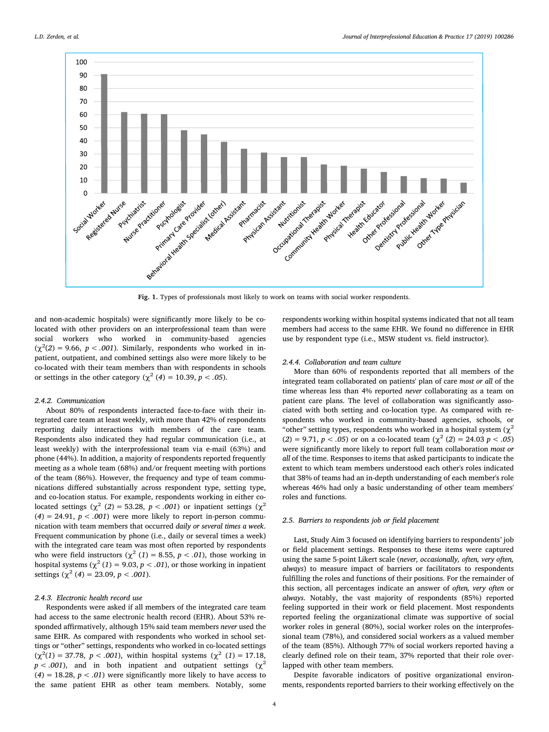Fig. 1. Types of professionals most likely to work on teams with social worker respondents.

and non-academic hospitals) were significantly more likely to be co-located with other providers on an interprofessional team than were social workers who worked in community-based agencies ($\chi^2(2) = 9.66$, $p < .001$). Similarly, respondents who worked in inpatient, outpatient, and combined settings also were more likely to be co-located with their team members than with respondents in schools or settings in the other category ($\chi^2$ $(4) = 10.39$, $p < .05$).

#### 2.4.2. Communication

About 80% of respondents interacted face-to-face with their integrated care team at least weekly, with more than 42% of respondents reporting daily interactions with members of the care team. Respondents also indicated they had regular communication (i.e., at least weekly) with the interprofessional team via e-mail (63%) and phone (44%). In addition, a majority of respondents reported frequently meeting as a whole team (68%) and/or frequent meeting with portions of the team (86%). However, the frequency and type of team communications differed substantially across respondent type, setting type, and co-location status. For example, respondents working in either co-located settings ($\chi^2$ $(2) = 53.28$, $p < .001$) or inpatient settings ($\chi^2$ $(4) = 24.91$, $p < .001$) were more likely to report in-person communication with team members that occurred *daily or several times a week*. Frequent communication by phone (i.e., daily or several times a week) with the integrated care team was most often reported by respondents who were field instructors ($\chi^2$ $(1) = 8.55$, $p < .01$), those working in hospital systems ($\chi^2$ $(1) = 9.03$, $p < .01$), or those working in inpatient settings ($\chi^2$ $(4) = 23.09$, $p < .001$).

#### 2.4.3. Electronic health record use

Respondents were asked if all members of the integrated care team had access to the same electronic health record (EHR). About 53% responded affirmatively, although 15% said team members *never* used the same EHR. As compared with respondents who worked in school settings or "other" settings, respondents who worked in co-located settings ($\chi^2(1) = 37.78$, $p < .001$), within hospital systems ($\chi^2$ $(1) = 17.18$, $p < .001$), and in both inpatient and outpatient settings ($\chi^2$ $(4) = 18.28$, $p < .01$) were significantly more likely to have access to the same patient EHR as other team members. Notably, some respondents working within hospital systems indicated that not all team members had access to the same EHR. We found no difference in EHR use by respondent type (i.e., MSW student vs. field instructor).

#### 2.4.4. Collaboration and team culture

More than 60% of respondents reported that all members of the integrated team collaborated on patients' plan of care *most or all* of the time whereas less than 4% reported *never* collaborating as a team on patient care plans. The level of collaboration was significantly associated with both setting and co-location type. As compared with respondents who worked in community-based agencies, schools, or "other" setting types, respondents who worked in a hospital system ($\chi^2$ $(2) = 9.71$, $p < .05$) or on a co-located team ($\chi^2$ $(2) = 24.03$ $p < .05$) were significantly more likely to report full team collaboration *most or all* of the time. Responses to items that asked participants to indicate the extent to which team members understood each other's roles indicated that 38% of teams had an in-depth understanding of each member's role whereas 46% had only a basic understanding of other team members' roles and functions.

### 2.5. Barriers to respondents job or field placement

Last, Study Aim 3 focused on identifying barriers to respondents' job or field placement settings. Responses to these items were captured using the same 5-point Likert scale (*never, occasionally, often, very often, always*) to measure impact of barriers or facilitators to respondents fulfilling the roles and functions of their positions. For the remainder of this section, all percentages indicate an answer of *often, very often* or *always*. Notably, the vast majority of respondents (85%) reported feeling supported in their work or field placement. Most respondents reported feeling the organizational climate was supportive of social worker roles in general (80%), social worker roles on the interprofessional team (78%), and considered social workers as a valued member of the team (85%). Although 77% of social workers reported having a clearly defined role on their team, 37% reported that their role overlapped with other team members.

Despite favorable indicators of positive organizational environments, respondents reported barriers to their working effectively on the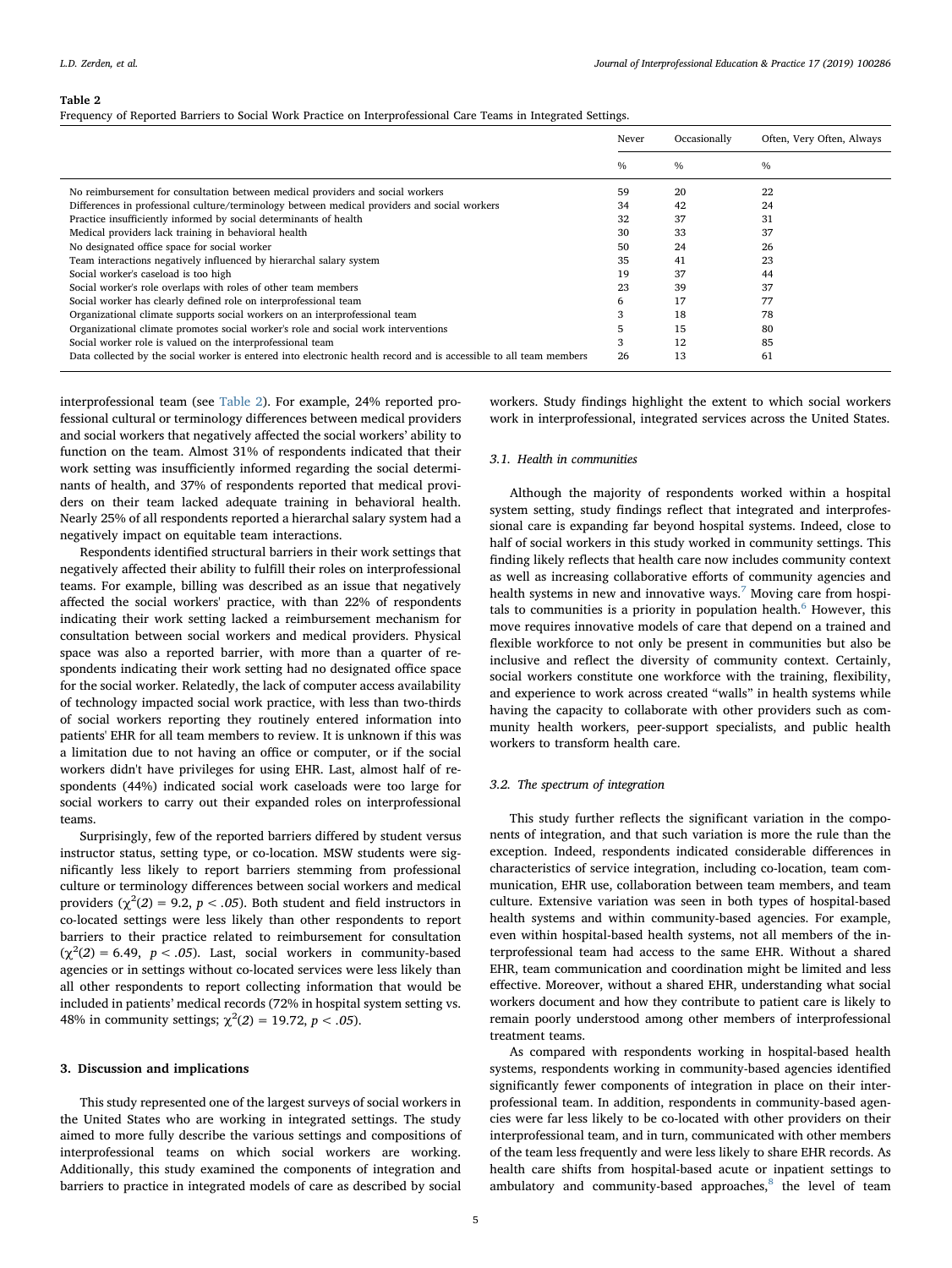**Table 2**
Frequency of Reported Barriers to Social Work Practice on Interprofessional Care Teams in Integrated Settings.

| | Never | Occasionally | Often, Very Often, Always |
|---|---|---|---|
| | % | % | % |
| No reimbursement for consultation between medical providers and social workers | 59 | 20 | 22 |
| Differences in professional culture/terminology between medical providers and social workers | 34 | 42 | 24 |
| Practice insufficiently informed by social determinants of health | 32 | 37 | 31 |
| Medical providers lack training in behavioral health | 30 | 33 | 37 |
| No designated office space for social worker | 50 | 24 | 26 |
| Team interactions negatively influenced by hierarchal salary system | 35 | 41 | 23 |
| Social worker's caseload is too high | 19 | 37 | 44 |
| Social worker's role overlaps with roles of other team members | 23 | 39 | 37 |
| Social worker has clearly defined role on interprofessional team | 6 | 17 | 77 |
| Organizational climate supports social workers on an interprofessional team | 3 | 18 | 78 |
| Organizational climate promotes social worker's role and social work interventions | 5 | 15 | 80 |
| Social worker role is valued on the interprofessional team | 3 | 12 | 85 |
| Data collected by the social worker is entered into electronic health record and is accessible to all team members | 26 | 13 | 61 |

interprofessional team (see Table 2). For example, 24% reported professional cultural or terminology differences between medical providers and social workers that negatively affected the social workers' ability to function on the team. Almost 31% of respondents indicated that their work setting was insufficiently informed regarding the social determinants of health, and 37% of respondents reported that medical providers on their team lacked adequate training in behavioral health. Nearly 25% of all respondents reported a hierarchal salary system had a negatively impact on equitable team interactions.

Respondents identified structural barriers in their work settings that negatively affected their ability to fulfill their roles on interprofessional teams. For example, billing was described as an issue that negatively affected the social workers' practice, with than 22% of respondents indicating their work setting lacked a reimbursement mechanism for consultation between social workers and medical providers. Physical space was also a reported barrier, with more than a quarter of respondents indicating their work setting had no designated office space for the social worker. Relatedly, the lack of computer access availability of technology impacted social work practice, with less than two-thirds of social workers reporting they routinely entered information into patients' EHR for all team members to review. It is unknown if this was a limitation due to not having an office or computer, or if the social workers didn't have privileges for using EHR. Last, almost half of respondents (44%) indicated social work caseloads were too large for social workers to carry out their expanded roles on interprofessional teams.

Surprisingly, few of the reported barriers differed by student versus instructor status, setting type, or co-location. MSW students were significantly less likely to report barriers stemming from professional culture or terminology differences between social workers and medical providers ($\chi^2(2) = 9.2$, $p < .05$). Both student and field instructors in co-located settings were less likely than other respondents to report barriers to their practice related to reimbursement for consultation ($\chi^2(2) = 6.49$, $p < .05$). Last, social workers in community-based agencies or in settings without co-located services were less likely than all other respondents to report collecting information that would be included in patients' medical records (72% in hospital system setting vs. 48% in community settings; $\chi^2(2) = 19.72$, $p < .05$).

## 3. Discussion and implications

This study represented one of the largest surveys of social workers in the United States who are working in integrated settings. The study aimed to more fully describe the various settings and compositions of interprofessional teams on which social workers are working. Additionally, this study examined the components of integration and barriers to practice in integrated models of care as described by social workers. Study findings highlight the extent to which social workers work in interprofessional, integrated services across the United States.

### 3.1. Health in communities

Although the majority of respondents worked within a hospital system setting, study findings reflect that integrated and interprofessional care is expanding far beyond hospital systems. Indeed, close to half of social workers in this study worked in community settings. This finding likely reflects that health care now includes community context as well as increasing collaborative efforts of community agencies and health systems in new and innovative ways.[7] Moving care from hospitals to communities is a priority in population health.[6] However, this move requires innovative models of care that depend on a trained and flexible workforce to not only be present in communities but also be inclusive and reflect the diversity of community context. Certainly, social workers constitute one workforce with the training, flexibility, and experience to work across created "walls" in health systems while having the capacity to collaborate with other providers such as community health workers, peer-support specialists, and public health workers to transform health care.

### 3.2. The spectrum of integration

This study further reflects the significant variation in the components of integration, and that such variation is more the rule than the exception. Indeed, respondents indicated considerable differences in characteristics of service integration, including co-location, team communication, EHR use, collaboration between team members, and team culture. Extensive variation was seen in both types of hospital-based health systems and within community-based agencies. For example, even within hospital-based health systems, not all members of the interprofessional team had access to the same EHR. Without a shared EHR, team communication and coordination might be limited and less effective. Moreover, without a shared EHR, understanding what social workers document and how they contribute to patient care is likely to remain poorly understood among other members of interprofessional treatment teams.

As compared with respondents working in hospital-based health systems, respondents working in community-based agencies identified significantly fewer components of integration in place on their interprofessional team. In addition, respondents in community-based agencies were far less likely to be co-located with other providers on their interprofessional team, and in turn, communicated with other members of the team less frequently and were less likely to share EHR records. As health care shifts from hospital-based acute or inpatient settings to ambulatory and community-based approaches,[8] the level of team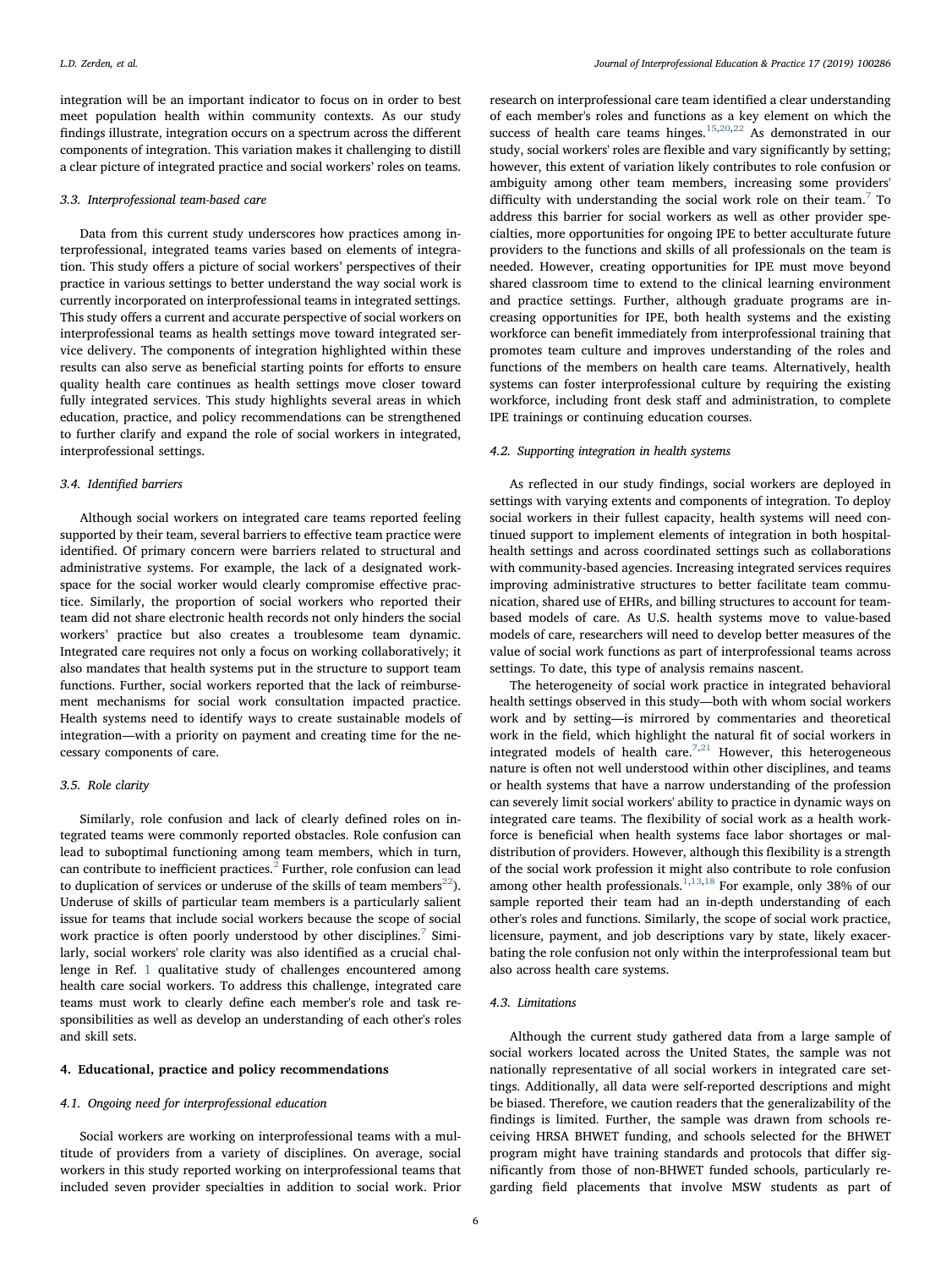integration will be an important indicator to focus on in order to best meet population health within community contexts. As our study findings illustrate, integration occurs on a spectrum across the different components of integration. This variation makes it challenging to distill a clear picture of integrated practice and social workers' roles on teams.

### 3.3. Interprofessional team-based care

Data from this current study underscores how practices among interprofessional, integrated teams varies based on elements of integration. This study offers a picture of social workers' perspectives of their practice in various settings to better understand the way social work is currently incorporated on interprofessional teams in integrated settings. This study offers a current and accurate perspective of social workers on interprofessional teams as health settings move toward integrated service delivery. The components of integration highlighted within these results can also serve as beneficial starting points for efforts to ensure quality health care continues as health settings move closer toward fully integrated services. This study highlights several areas in which education, practice, and policy recommendations can be strengthened to further clarify and expand the role of social workers in integrated, interprofessional settings.

### 3.4. Identified barriers

Although social workers on integrated care teams reported feeling supported by their team, several barriers to effective team practice were identified. Of primary concern were barriers related to structural and administrative systems. For example, the lack of a designated workspace for the social worker would clearly compromise effective practice. Similarly, the proportion of social workers who reported their team did not share electronic health records not only hinders the social workers' practice but also creates a troublesome team dynamic. Integrated care requires not only a focus on working collaboratively; it also mandates that health systems put in the structure to support team functions. Further, social workers reported that the lack of reimbursement mechanisms for social work consultation impacted practice. Health systems need to identify ways to create sustainable models of integration—with a priority on payment and creating time for the necessary components of care.

### 3.5. Role clarity

Similarly, role confusion and lack of clearly defined roles on integrated teams were commonly reported obstacles. Role confusion can lead to suboptimal functioning among team members, which in turn, can contribute to inefficient practices.[2] Further, role confusion can lead to duplication of services or underuse of the skills of team members[22]). Underuse of skills of particular team members is a particularly salient issue for teams that include social workers because the scope of social work practice is often poorly understood by other disciplines.[7] Similarly, social workers' role clarity was also identified as a crucial challenge in Ref. 1 qualitative study of challenges encountered among health care social workers. To address this challenge, integrated care teams must work to clearly define each member's role and task responsibilities as well as develop an understanding of each other's roles and skill sets.

## 4. Educational, practice and policy recommendations

### 4.1. Ongoing need for interprofessional education

Social workers are working on interprofessional teams with a multitude of providers from a variety of disciplines. On average, social workers in this study reported working on interprofessional teams that included seven provider specialties in addition to social work. Prior research on interprofessional care team identified a clear understanding of each member's roles and functions as a key element on which the success of health care teams hinges.[15,20,22] As demonstrated in our study, social workers' roles are flexible and vary significantly by setting; however, this extent of variation likely contributes to role confusion or ambiguity among other team members, increasing some providers' difficulty with understanding the social work role on their team.[7] To address this barrier for social workers as well as other provider specialties, more opportunities for ongoing IPE to better acculturate future providers to the functions and skills of all professionals on the team is needed. However, creating opportunities for IPE must move beyond shared classroom time to extend to the clinical learning environment and practice settings. Further, although graduate programs are increasing opportunities for IPE, both health systems and the existing workforce can benefit immediately from interprofessional training that promotes team culture and improves understanding of the roles and functions of the members on health care teams. Alternatively, health systems can foster interprofessional culture by requiring the existing workforce, including front desk staff and administration, to complete IPE trainings or continuing education courses.

### 4.2. Supporting integration in health systems

As reflected in our study findings, social workers are deployed in settings with varying extents and components of integration. To deploy social workers in their fullest capacity, health systems will need continued support to implement elements of integration in both hospital-health settings and across coordinated settings such as collaborations with community-based agencies. Increasing integrated services requires improving administrative structures to better facilitate team communication, shared use of EHRs, and billing structures to account for team-based models of care. As U.S. health systems move to value-based models of care, researchers will need to develop better measures of the value of social work functions as part of interprofessional teams across settings. To date, this type of analysis remains nascent.

The heterogeneity of social work practice in integrated behavioral health settings observed in this study—both with whom social workers work and by setting—is mirrored by commentaries and theoretical work in the field, which highlight the natural fit of social workers in integrated models of health care.[7,21] However, this heterogeneous nature is often not well understood within other disciplines, and teams or health systems that have a narrow understanding of the profession can severely limit social workers' ability to practice in dynamic ways on integrated care teams. The flexibility of social work as a health workforce is beneficial when health systems face labor shortages or maldistribution of providers. However, although this flexibility is a strength of the social work profession it might also contribute to role confusion among other health professionals.[1,13,18] For example, only 38% of our sample reported their team had an in-depth understanding of each other's roles and functions. Similarly, the scope of social work practice, licensure, payment, and job descriptions vary by state, likely exacerbating the role confusion not only within the interprofessional team but also across health care systems.

### 4.3. Limitations

Although the current study gathered data from a large sample of social workers located across the United States, the sample was not nationally representative of all social workers in integrated care settings. Additionally, all data were self-reported descriptions and might be biased. Therefore, we caution readers that the generalizability of the findings is limited. Further, the sample was drawn from schools receiving HRSA BHWET funding, and schools selected for the BHWET program might have training standards and protocols that differ significantly from those of non-BHWET funded schools, particularly regarding field placements that involve MSW students as part of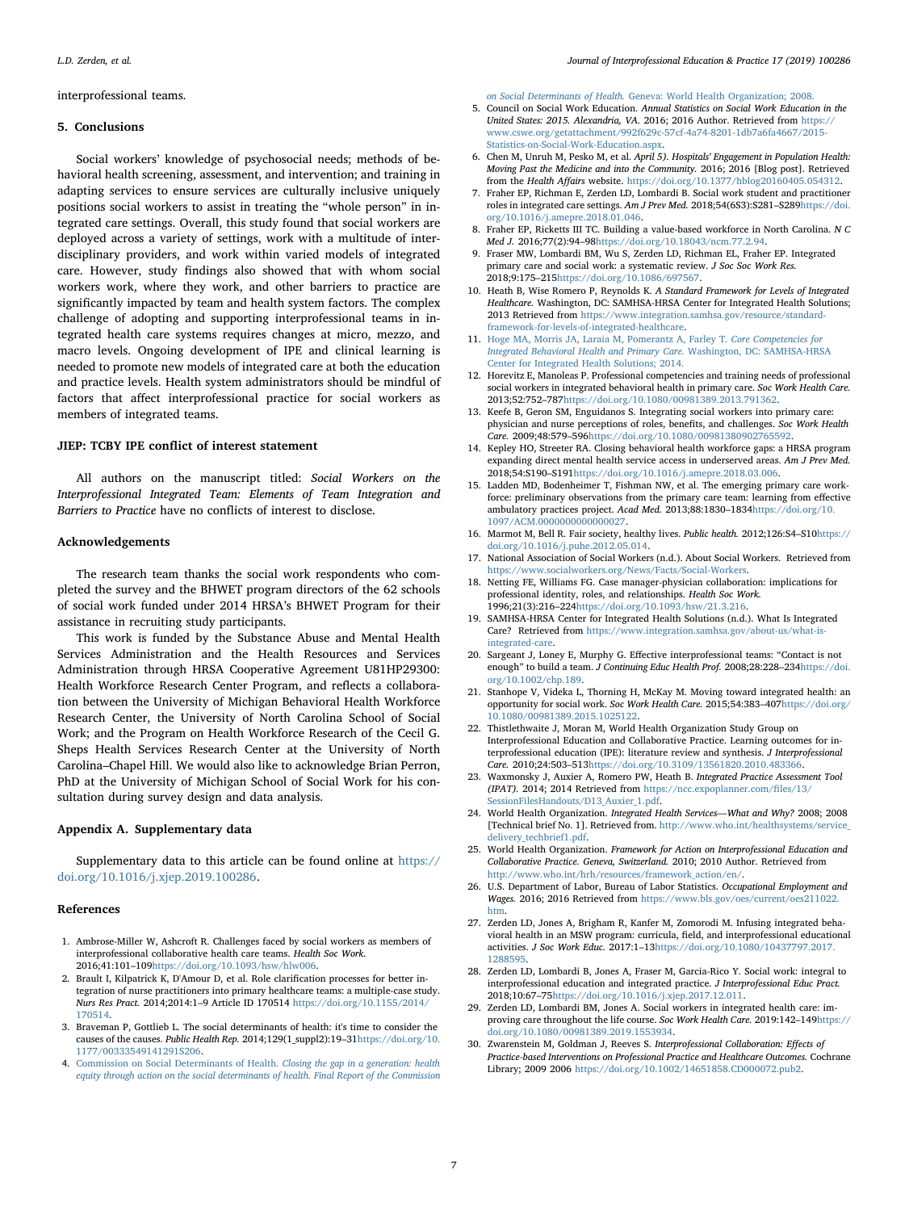interprofessional teams.

## 5. Conclusions

Social workers' knowledge of psychosocial needs; methods of behavioral health screening, assessment, and intervention; and training in adapting services to ensure services are culturally inclusive uniquely positions social workers to assist in treating the "whole person" in integrated care settings. Overall, this study found that social workers are deployed across a variety of settings, work with a multitude of interdisciplinary providers, and work within varied models of integrated care. However, study findings also showed that with whom social workers work, where they work, and other barriers to practice are significantly impacted by team and health system factors. The complex challenge of adopting and supporting interprofessional teams in integrated health care systems requires changes at micro, mezzo, and macro levels. Ongoing development of IPE and clinical learning is needed to promote new models of integrated care at both the education and practice levels. Health system administrators should be mindful of factors that affect interprofessional practice for social workers as members of integrated teams.

## JIEP: TCBY IPE conflict of interest statement

All authors on the manuscript titled: *Social Workers on the Interprofessional Integrated Team: Elements of Team Integration and Barriers to Practice* have no conflicts of interest to disclose.

## Acknowledgements

The research team thanks the social work respondents who completed the survey and the BHWET program directors of the 62 schools of social work funded under 2014 HRSA's BHWET Program for their assistance in recruiting study participants.

This work is funded by the Substance Abuse and Mental Health Services Administration and the Health Resources and Services Administration through HRSA Cooperative Agreement U81HP29300: Health Workforce Research Center Program, and reflects a collaboration between the University of Michigan Behavioral Health Workforce Research Center, the University of North Carolina School of Social Work; and the Program on Health Workforce Research of the Cecil G. Sheps Health Services Research Center at the University of North Carolina–Chapel Hill. We would also like to acknowledge Brian Perron, PhD at the University of Michigan School of Social Work for his consultation during survey design and data analysis.

## Appendix A. Supplementary data

Supplementary data to this article can be found online at https://doi.org/10.1016/j.xjep.2019.100286.

## References

1. Ambrose-Miller W, Ashcroft R. Challenges faced by social workers as members of interprofessional collaborative health care teams. *Health Soc Work.* 2016;41:101–109https://doi.org/10.1093/hsw/hlw006.
2. Brault I, Kilpatrick K, D'Amour D, et al. Role clarification processes for better integration of nurse practitioners into primary healthcare teams: a multiple-case study. *Nurs Res Pract.* 2014;2014:1–9 Article ID 170514 https://doi.org/10.1155/2014/170514.
3. Braveman P, Gottlieb L. The social determinants of health: it's time to consider the causes of the causes. *Public Health Rep.* 2014;129(1_suppl2):19–31https://doi.org/10.1177/00333549141291S206.
4. Commission on Social Determinants of Health. *Closing the gap in a generation: health equity through action on the social determinants of health. Final Report of the Commission on Social Determinants of Health.* Geneva: World Health Organization; 2008.
5. Council on Social Work Education. *Annual Statistics on Social Work Education in the United States: 2015. Alexandria, VA.* 2016; 2016 Author. Retrieved from https://www.cswe.org/getattachment/992f629c-57cf-4a74-8201-1db7a6fa4667/2015-Statistics-on-Social-Work-Education.aspx.
6. Chen M, Unruh M, Pesko M, et al. *April 5). Hospitals' Engagement in Population Health: Moving Past the Medicine and into the Community.* 2016; 2016 [Blog post]. Retrieved from the *Health Affairs* website. https://doi.org/10.1377/hblog20160405.054312.
7. Fraher EP, Richman E, Zerden LD, Lombardi B. Social work student and practitioner roles in integrated care settings. *Am J Prev Med.* 2018;54(6S3):S281–S289https://doi.org/10.1016/j.amepre.2018.01.046.
8. Fraher EP, Ricketts III TC. Building a value-based workforce in North Carolina. *N C Med J.* 2016;77(2):94–98https://doi.org/10.18043/ncm.77.2.94.
9. Fraser MW, Lombardi BM, Wu S, Zerden LD, Richman EL, Fraher EP. Integrated primary care and social work: a systematic review. *J Soc Soc Work Res.* 2018;9:175–215https://doi.org/10.1086/697567.
10. Heath B, Wise Romero P, Reynolds K. *A Standard Framework for Levels of Integrated Healthcare.* Washington, DC: SAMHSA-HRSA Center for Integrated Health Solutions; 2013 Retrieved from https://www.integration.samhsa.gov/resource/standard-framework-for-levels-of-integrated-healthcare.
11. Hoge MA, Morris JA, Laraia M, Pomerantz A, Farley T. *Core Competencies for Integrated Behavioral Health and Primary Care.* Washington, DC: SAMHSA-HRSA Center for Integrated Health Solutions; 2014.
12. Horevitz E, Manoleas P. Professional competencies and training needs of professional social workers in integrated behavioral health in primary care. *Soc Work Health Care.* 2013;52:752–787https://doi.org/10.1080/00981389.2013.791362.
13. Keefe B, Geron SM, Enguidanos S. Integrating social workers into primary care: physician and nurse perceptions of roles, benefits, and challenges. *Soc Work Health Care.* 2009;48:579–596https://doi.org/10.1080/00981380902765592.
14. Kepley HO, Streeter RA. Closing behavioral health workforce gaps: a HRSA program expanding direct mental health service access in underserved areas. *Am J Prev Med.* 2018;54:S190–S191https://doi.org/10.1016/j.amepre.2018.03.006.
15. Ladden MD, Bodenheimer T, Fishman NW, et al. The emerging primary care workforce: preliminary observations from the primary care team: learning from effective ambulatory practices project. *Acad Med.* 2013;88:1830–1834https://doi.org/10.1097/ACM.0000000000000027.
16. Marmot M, Bell R. Fair society, healthy lives. *Public health.* 2012;126:S4–S10https://doi.org/10.1016/j.puhe.2012.05.014.
17. National Association of Social Workers (n.d.). About Social Workers. Retrieved from https://www.socialworkers.org/News/Facts/Social-Workers.
18. Netting FE, Williams FG. Case manager-physician collaboration: implications for professional identity, roles, and relationships. *Health Soc Work.* 1996;21(3):216–224https://doi.org/10.1093/hsw/21.3.216.
19. SAMHSA-HRSA Center for Integrated Health Solutions (n.d.). What Is Integrated Care? Retrieved from https://www.integration.samhsa.gov/about-us/what-is-integrated-care.
20. Sargeant J, Loney E, Murphy G. Effective interprofessional teams: "Contact is not enough" to build a team. *J Continuing Educ Health Prof.* 2008;28:228–234https://doi.org/10.1002/chp.189.
21. Stanhope V, Videka L, Thorning H, McKay M. Moving toward integrated health: an opportunity for social work. *Soc Work Health Care.* 2015;54:383–407https://doi.org/10.1080/00981389.2015.1025122.
22. Thistlethwaite J, Moran M, World Health Organization Study Group on Interprofessional Education and Collaborative Practice. Learning outcomes for interprofessional education (IPE): literature review and synthesis. *J Interprofessional Care.* 2010;24:503–513https://doi.org/10.3109/13561820.2010.483366.
23. Waxmonsky J, Auxier A, Romero PW, Heath B. *Integrated Practice Assessment Tool (IPAT).* 2014; 2014 Retrieved from https://ncc.expoplanner.com/files/13/SessionFilesHandouts/D13_Auxier_1.pdf.
24. World Health Organization. *Integrated Health Services—What and Why?* 2008; 2008 [Technical brief No. 1]. Retrieved from. http://www.who.int/healthsystems/service_delivery_techbrief1.pdf.
25. World Health Organization. *Framework for Action on Interprofessional Education and Collaborative Practice. Geneva, Switzerland.* 2010; 2010 Author. Retrieved from http://www.who.int/hrh/resources/framework_action/en/.
26. U.S. Department of Labor, Bureau of Labor Statistics. *Occupational Employment and Wages.* 2016; 2016 Retrieved from https://www.bls.gov/oes/current/oes211022.htm.
27. Zerden LD, Jones A, Brigham R, Kanfer M, Zomorodi M. Infusing integrated behavioral health in an MSW program: curricula, field, and interprofessional educational activities. *J Soc Work Educ.* 2017:1–13https://doi.org/10.1080/10437797.2017.1288595.
28. Zerden LD, Lombardi B, Jones A, Fraser M, Garcia-Rico Y. Social work: integral to interprofessional education and integrated practice. *J Interprofessional Educ Pract.* 2018;10:67–75https://doi.org/10.1016/j.xjep.2017.12.011.
29. Zerden LD, Lombardi BM, Jones A. Social workers in integrated health care: improving care throughout the life course. *Soc Work Health Care.* 2019:142–149https://doi.org/10.1080/00981389.2019.1553934.
30. Zwarenstein M, Goldman J, Reeves S. *Interprofessional Collaboration: Effects of Practice-based Interventions on Professional Practice and Healthcare Outcomes.* Cochrane Library; 2009 2006 https://doi.org/10.1002/14651858.CD000072.pub2.